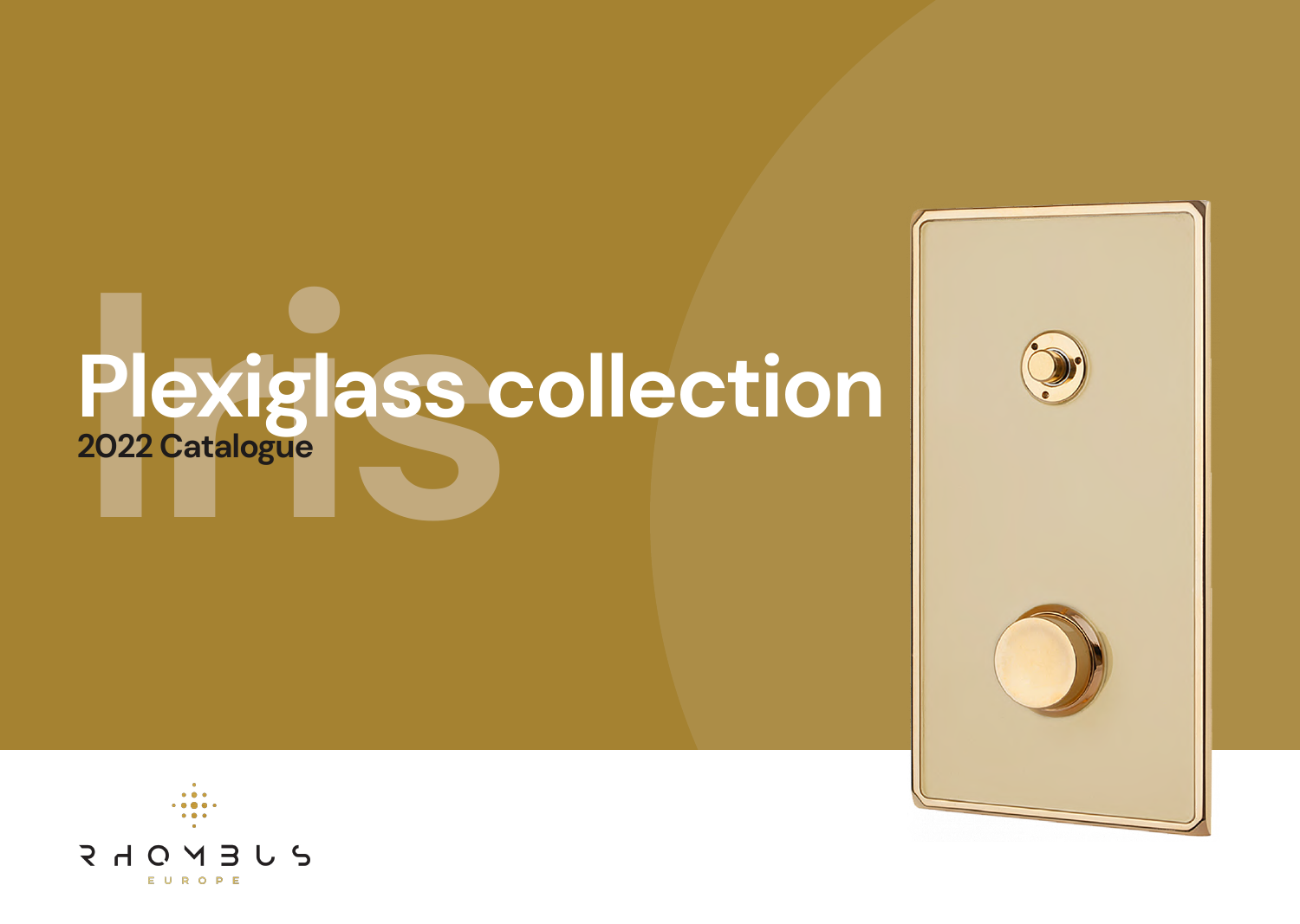Iris

# Plexiglass collection

2022 Catalogue

RHOMBUS

EUROPE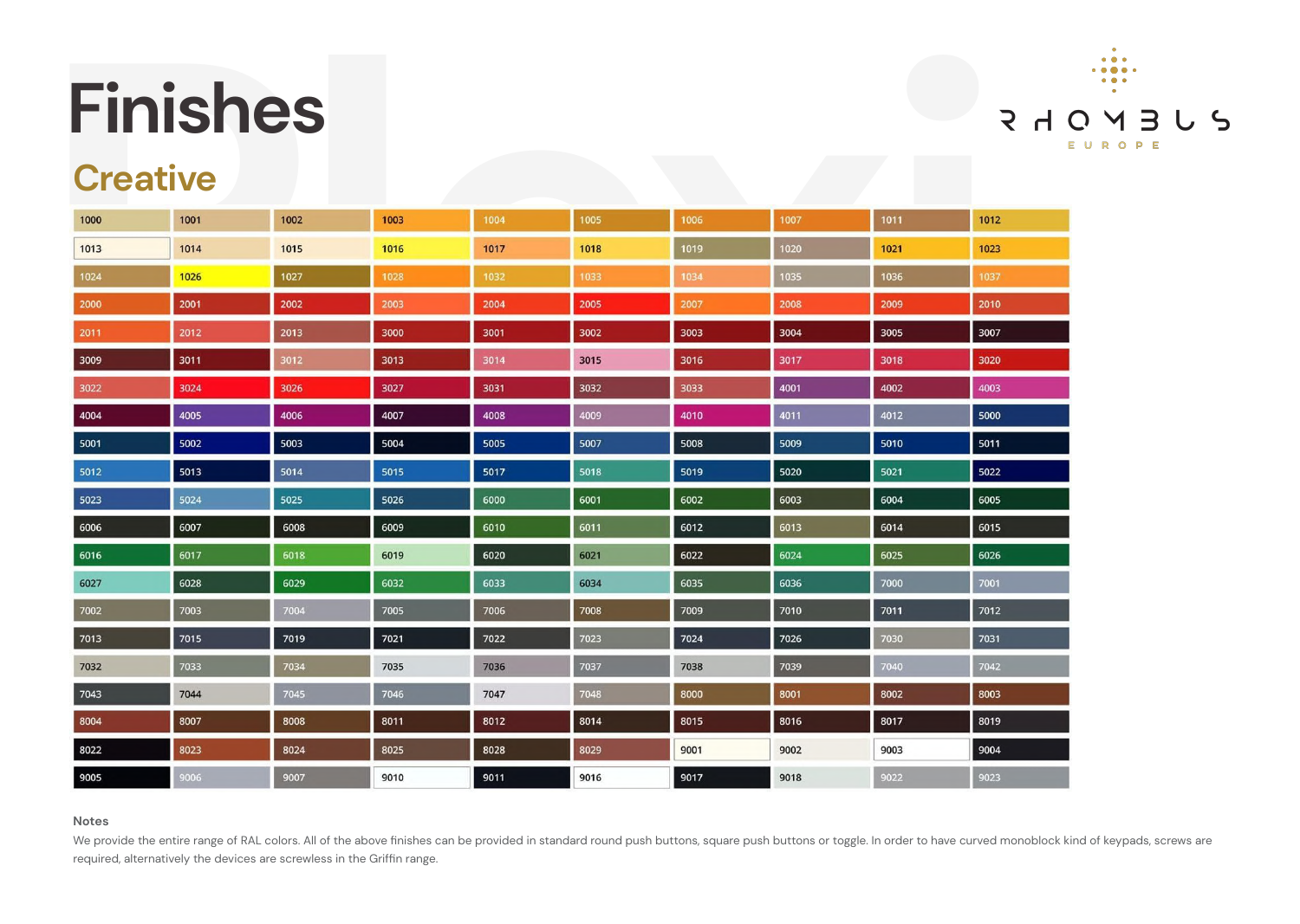# Finishes

## Creative

| | | | | | | | | | |
|---|---|---|---|---|---|---|---|---|---|
| 1000 | 1001 | 1002 | 1003 | 1004 | 1005 | 1006 | 1007 | 1011 | 1012 |
| 1013 | 1014 | 1015 | 1016 | 1017 | 1018 | 1019 | 1020 | 1021 | 1023 |
| 1024 | 1026 | 1027 | 1028 | 1032 | 1033 | 1034 | 1035 | 1036 | 1037 |
| 2000 | 2001 | 2002 | 2003 | 2004 | 2005 | 2007 | 2008 | 2009 | 2010 |
| 2011 | 2012 | 2013 | 3000 | 3001 | 3002 | 3003 | 3004 | 3005 | 3007 |
| 3009 | 3011 | 3012 | 3013 | 3014 | 3015 | 3016 | 3017 | 3018 | 3020 |
| 3022 | 3024 | 3026 | 3027 | 3031 | 3032 | 3033 | 4001 | 4002 | 4003 |
| 4004 | 4005 | 4006 | 4007 | 4008 | 4009 | 4010 | 4011 | 4012 | 5000 |
| 5001 | 5002 | 5003 | 5004 | 5005 | 5007 | 5008 | 5009 | 5010 | 5011 |
| 5012 | 5013 | 5014 | 5015 | 5017 | 5018 | 5019 | 5020 | 5021 | 5022 |
| 5023 | 5024 | 5025 | 5026 | 6000 | 6001 | 6002 | 6003 | 6004 | 6005 |
| 6006 | 6007 | 6008 | 6009 | 6010 | 6011 | 6012 | 6013 | 6014 | 6015 |
| 6016 | 6017 | 6018 | 6019 | 6020 | 6021 | 6022 | 6024 | 6025 | 6026 |
| 6027 | 6028 | 6029 | 6032 | 6033 | 6034 | 6035 | 6036 | 7000 | 7001 |
| 7002 | 7003 | 7004 | 7005 | 7006 | 7008 | 7009 | 7010 | 7011 | 7012 |
| 7013 | 7015 | 7019 | 7021 | 7022 | 7023 | 7024 | 7026 | 7030 | 7031 |
| 7032 | 7033 | 7034 | 7035 | 7036 | 7037 | 7038 | 7039 | 7040 | 7042 |
| 7043 | 7044 | 7045 | 7046 | 7047 | 7048 | 8000 | 8001 | 8002 | 8003 |
| 8004 | 8007 | 8008 | 8011 | 8012 | 8014 | 8015 | 8016 | 8017 | 8019 |
| 8022 | 8023 | 8024 | 8025 | 8028 | 8029 | 9001 | 9002 | 9003 | 9004 |
| 9005 | 9006 | 9007 | 9010 | 9011 | 9016 | 9017 | 9018 | 9022 | 9023 |

**Notes**

We provide the entire range of RAL colors. All of the above finishes can be provided in standard round push buttons, square push buttons or toggle. In order to have curved monoblock kind of keypads, screws are required, alternatively the devices are screwless in the Griffin range.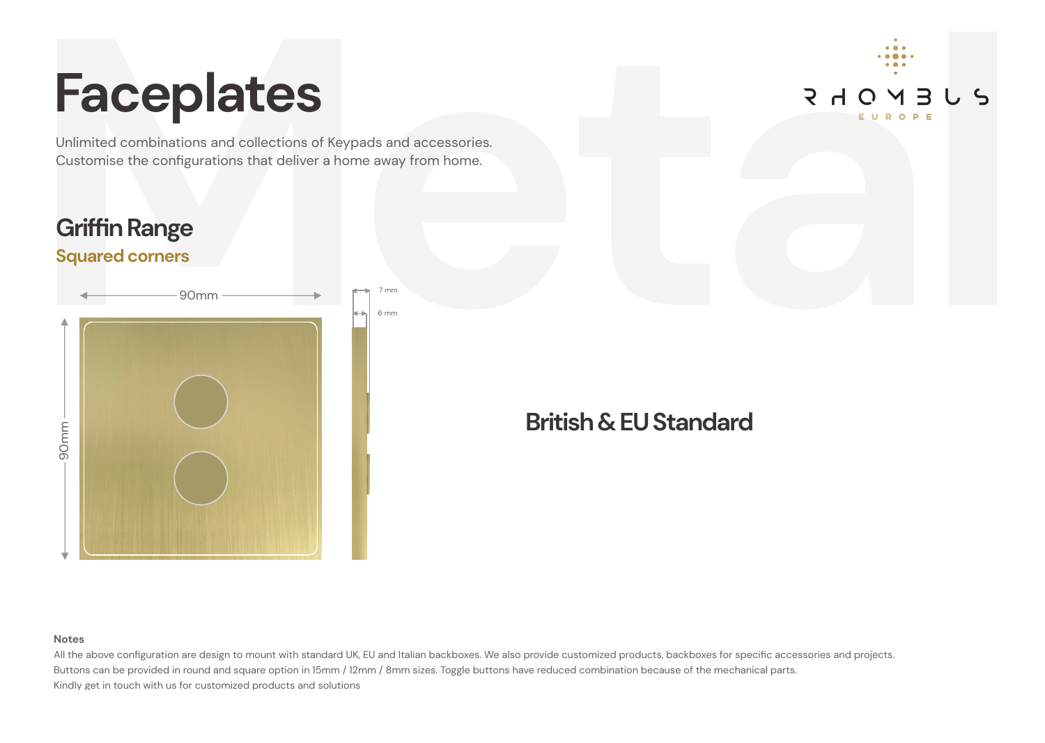# Faceplates

Unlimited combinations and collections of Keypads and accessories.
Customise the configurations that deliver a home away from home.

## Griffin Range

### Squared corners

90mm

90mm

7 mm

6 mm

## British & EU Standard

**Notes**

All the above configuration are design to mount with standard UK, EU and Italian backboxes. We also provide customized products, backboxes for specific accessories and projects.
Buttons can be provided in round and square option in 15mm / 12mm / 8mm sizes. Toggle buttons have reduced combination because of the mechanical parts.
Kindly get in touch with us for customized products and solutions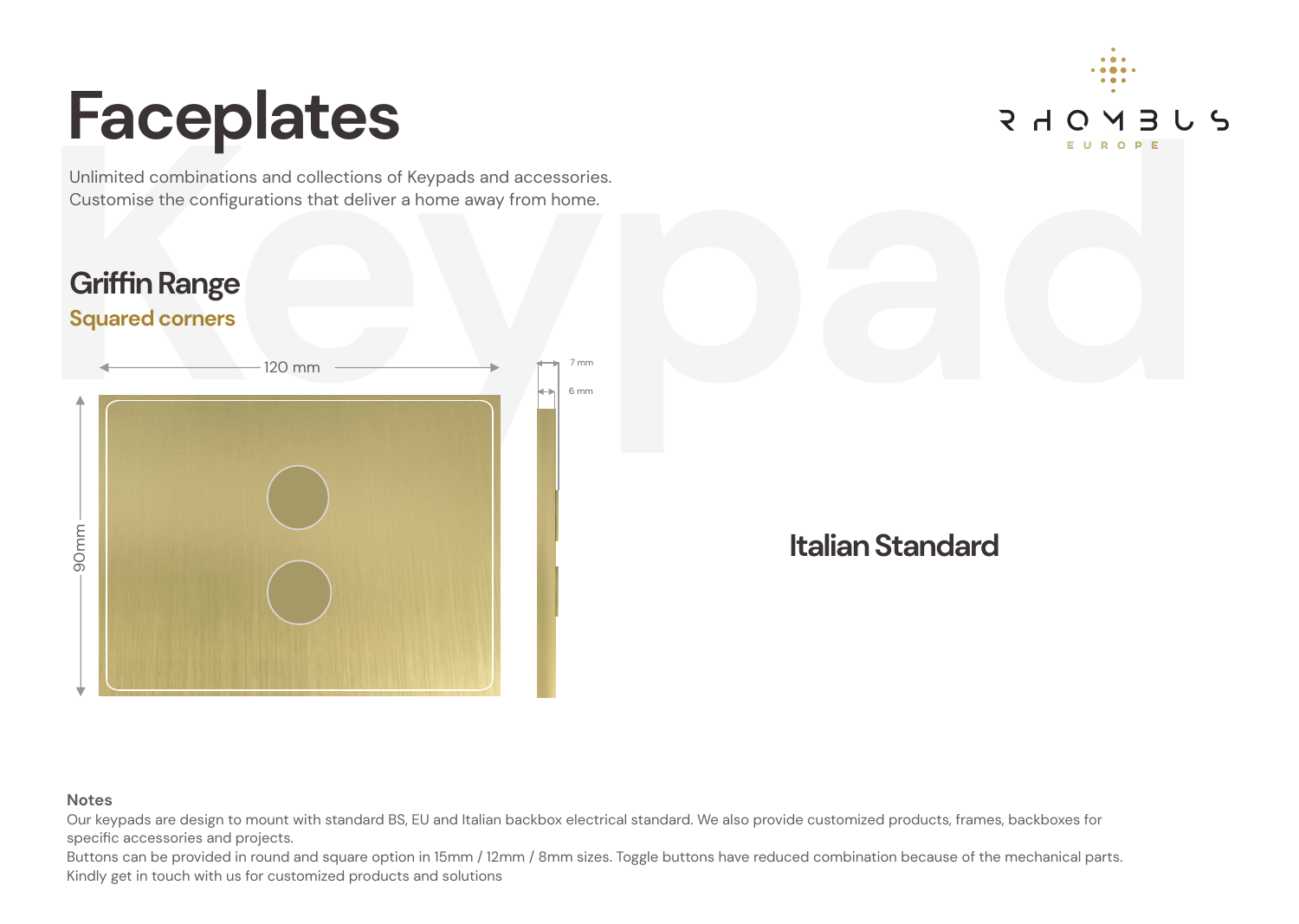# Faceplates

Unlimited combinations and collections of Keypads and accessories.
Customise the configurations that deliver a home away from home.

## Griffin Range

### Squared corners

120 mm

90mm

7 mm

6 mm

## Italian Standard

**Notes**

Our keypads are design to mount with standard BS, EU and Italian backbox electrical standard. We also provide customized products, frames, backboxes for specific accessories and projects.
Buttons can be provided in round and square option in 15mm / 12mm / 8mm sizes. Toggle buttons have reduced combination because of the mechanical parts.
Kindly get in touch with us for customized products and solutions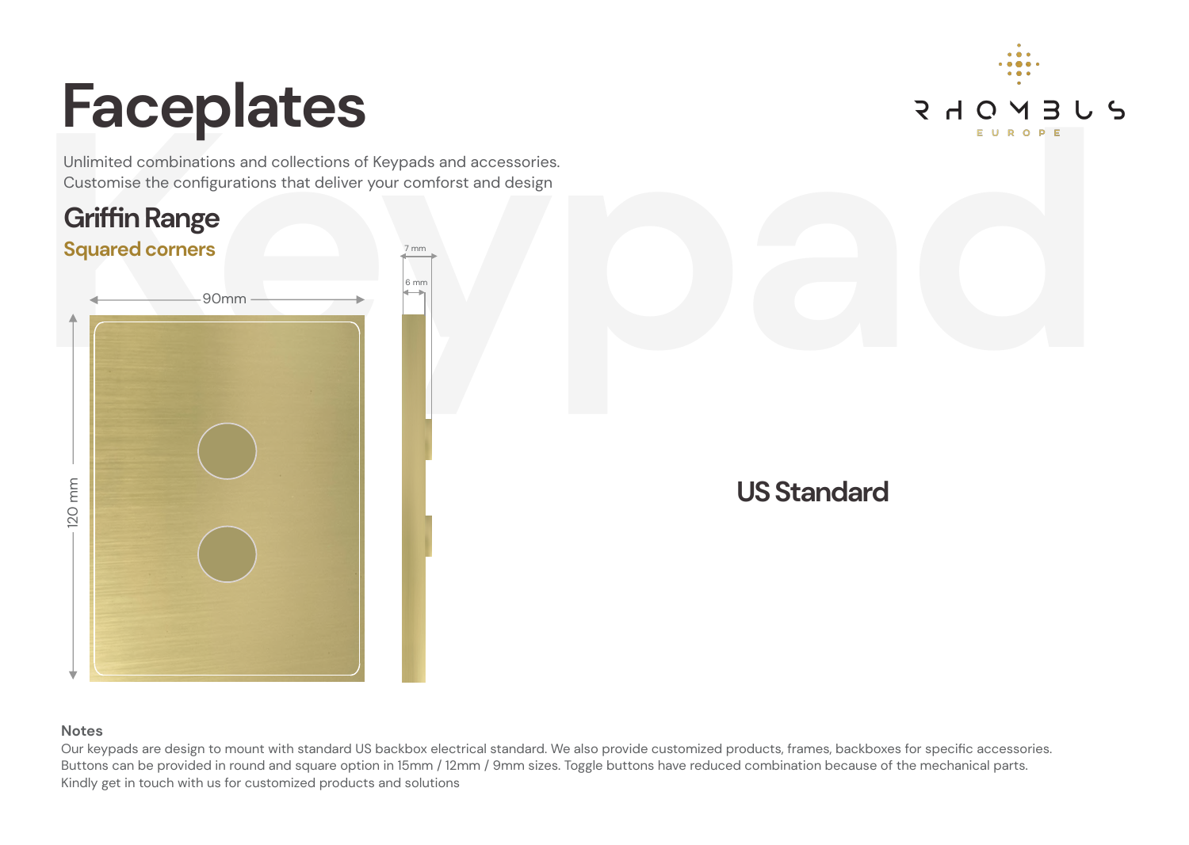# Faceplates

Unlimited combinations and collections of Keypads and accessories.
Customise the configurations that deliver your comforst and design

## Griffin Range

### Squared corners

90mm

120 mm

7 mm

6 mm

## US Standard

**Notes**

Our keypads are design to mount with standard US backbox electrical standard. We also provide customized products, frames, backboxes for specific accessories.
Buttons can be provided in round and square option in 15mm / 12mm / 9mm sizes. Toggle buttons have reduced combination because of the mechanical parts.
Kindly get in touch with us for customized products and solutions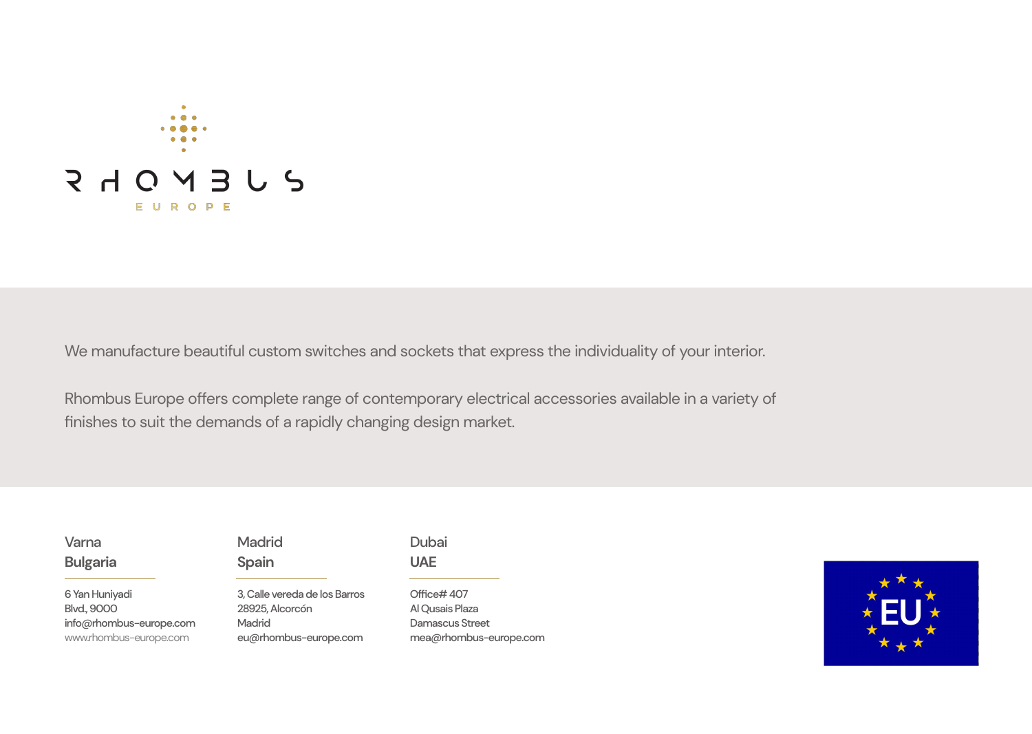RHOMBUS

EUROPE

We manufacture beautiful custom switches and sockets that express the individuality of your interior.

Rhombus Europe offers complete range of contemporary electrical accessories available in a variety of finishes to suit the demands of a rapidly changing design market.

Varna
**Bulgaria**

6 Yan Huniyadi
Blvd., 9000
info@rhombus-europe.com
www.rhombus-europe.com

Madrid
**Spain**

3, Calle vereda de los Barros
28925, Alcorcón
Madrid
eu@rhombus-europe.com

Dubai
**UAE**

Office# 407
Al Qusais Plaza
Damascus Street
mea@rhombus-europe.com

EU